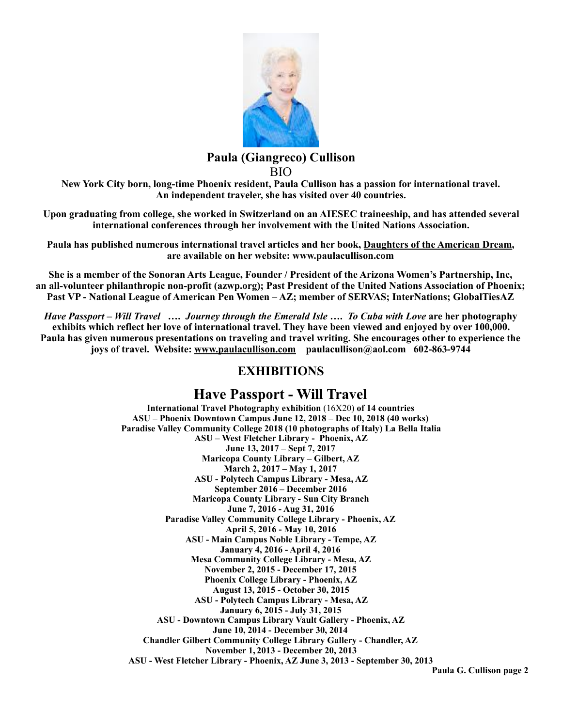# Paula (Giangreco) Cullison

BIO

**New York City born, long-time Phoenix resident, Paula Cullison has a passion for international travel. An independent traveler, she has visited over 40 countries.**

**Upon graduating from college, she worked in Switzerland on an AIESEC traineeship, and has attended several international conferences through her involvement with the United Nations Association.**

**Paula has published numerous international travel articles and her book, <u>Daughters of the American Dream,</u> are available on her website: www.paulacullison.com**

**She is a member of the Sonoran Arts League, Founder / President of the Arizona Women's Partnership, Inc, an all-volunteer philanthropic non-profit (azwp.org); Past President of the United Nations Association of Phoenix; Past VP - National League of American Pen Women – AZ; member of SERVAS; InterNations; GlobalTiesAZ**

***Have Passport – Will Travel* …. *Journey through the Emerald Isle* …. *To Cuba with Love* are her photography exhibits which reflect her love of international travel. They have been viewed and enjoyed by over 100,000. Paula has given numerous presentations on traveling and travel writing. She encourages other to experience the joys of travel. Website: <u>www.paulacullison.com</u> paulacullison@aol.com 602-863-9744**

## EXHIBITIONS

## Have Passport - Will Travel

**International Travel Photography exhibition** (16X20) **of 14 countries**
**ASU – Phoenix Downtown Campus June 12, 2018 – Dec 10, 2018 (40 works)**
**Paradise Valley Community College 2018 (10 photographs of Italy) La Bella Italia**
**ASU – West Fletcher Library - Phoenix, AZ**
**June 13, 2017 – Sept 7, 2017**
**Maricopa County Library – Gilbert, AZ**
**March 2, 2017 – May 1, 2017**
**ASU - Polytech Campus Library - Mesa, AZ**
**September 2016 – December 2016**
**Maricopa County Library - Sun City Branch**
**June 7, 2016 - Aug 31, 2016**
**Paradise Valley Community College Library - Phoenix, AZ**
**April 5, 2016 - May 10, 2016**
**ASU - Main Campus Noble Library - Tempe, AZ**
**January 4, 2016 - April 4, 2016**
**Mesa Community College Library - Mesa, AZ**
**November 2, 2015 - December 17, 2015**
**Phoenix College Library - Phoenix, AZ**
**August 13, 2015 - October 30, 2015**
**ASU - Polytech Campus Library - Mesa, AZ**
**January 6, 2015 - July 31, 2015**
**ASU - Downtown Campus Library Vault Gallery - Phoenix, AZ**
**June 10, 2014 - December 30, 2014**
**Chandler Gilbert Community College Library Gallery - Chandler, AZ**
**November 1, 2013 - December 20, 2013**
**ASU - West Fletcher Library - Phoenix, AZ June 3, 2013 - September 30, 2013**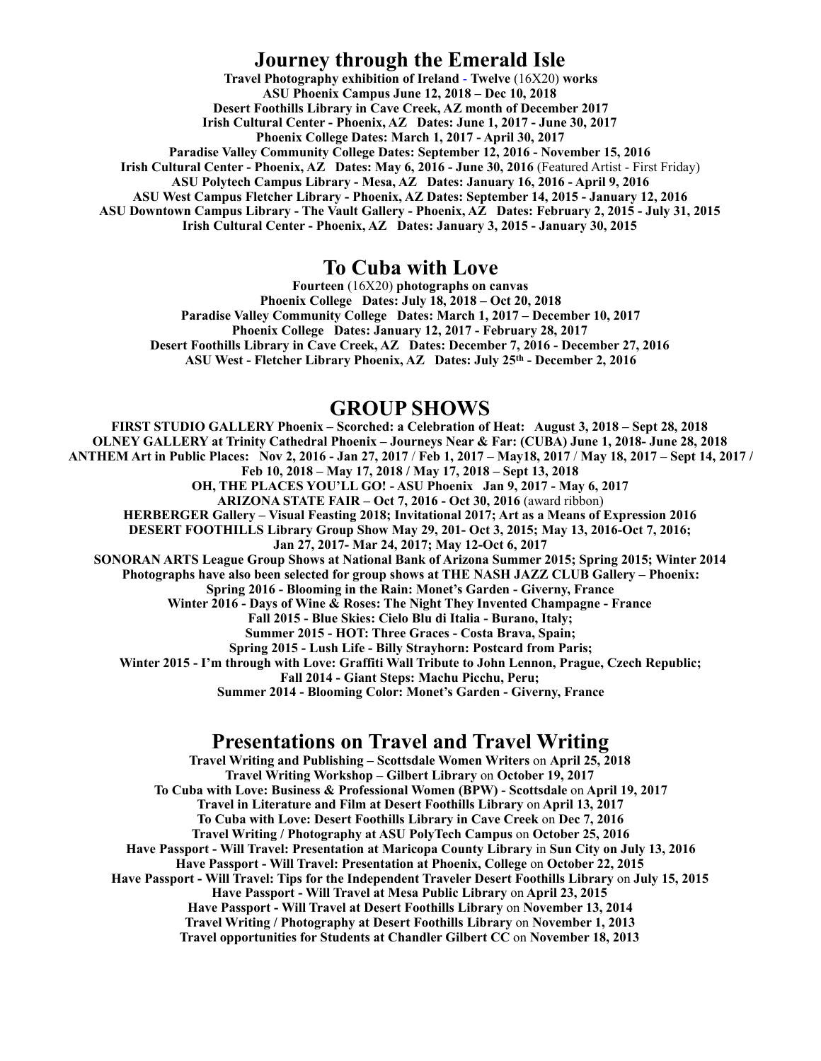## Journey through the Emerald Isle

**Travel Photography exhibition of Ireland - Twelve** (16X20) **works**
**ASU Phoenix Campus June 12, 2018 – Dec 10, 2018**
**Desert Foothills Library in Cave Creek, AZ month of December 2017**
**Irish Cultural Center - Phoenix, AZ Dates: June 1, 2017 - June 30, 2017**
**Phoenix College Dates: March 1, 2017 - April 30, 2017**
**Paradise Valley Community College Dates: September 12, 2016 - November 15, 2016**
**Irish Cultural Center - Phoenix, AZ Dates: May 6, 2016 - June 30, 2016** (Featured Artist - First Friday)
**ASU Polytech Campus Library - Mesa, AZ Dates: January 16, 2016 - April 9, 2016**
**ASU West Campus Fletcher Library - Phoenix, AZ Dates: September 14, 2015 - January 12, 2016**
**ASU Downtown Campus Library - The Vault Gallery - Phoenix, AZ Dates: February 2, 2015 - July 31, 2015**
**Irish Cultural Center - Phoenix, AZ Dates: January 3, 2015 - January 30, 2015**

## To Cuba with Love

**Fourteen** (16X20) **photographs on canvas**
**Phoenix College Dates: July 18, 2018 – Oct 20, 2018**
**Paradise Valley Community College Dates: March 1, 2017 – December 10, 2017**
**Phoenix College Dates: January 12, 2017 - February 28, 2017**
**Desert Foothills Library in Cave Creek, AZ Dates: December 7, 2016 - December 27, 2016**
**ASU West - Fletcher Library Phoenix, AZ Dates: July 25th - December 2, 2016**

## GROUP SHOWS

**FIRST STUDIO GALLERY Phoenix – Scorched: a Celebration of Heat: August 3, 2018 – Sept 28, 2018**
**OLNEY GALLERY at Trinity Cathedral Phoenix – Journeys Near & Far: (CUBA) June 1, 2018- June 28, 2018**
**ANTHEM Art in Public Places: Nov 2, 2016 - Jan 27, 2017** / **Feb 1, 2017 – May18, 2017** / **May 18, 2017 – Sept 14, 2017 / Feb 10, 2018 – May 17, 2018 / May 17, 2018 – Sept 13, 2018**
**OH, THE PLACES YOU'LL GO! - ASU Phoenix Jan 9, 2017 - May 6, 2017**
**ARIZONA STATE FAIR – Oct 7, 2016 - Oct 30, 2016** (award ribbon)
**HERBERGER Gallery – Visual Feasting 2018; Invitational 2017; Art as a Means of Expression 2016**
**DESERT FOOTHILLS Library Group Show May 29, 201- Oct 3, 2015; May 13, 2016-Oct 7, 2016; Jan 27, 2017- Mar 24, 2017; May 12-Oct 6, 2017**
**SONORAN ARTS League Group Shows at National Bank of Arizona Summer 2015; Spring 2015; Winter 2014**
**Photographs have also been selected for group shows at THE NASH JAZZ CLUB Gallery – Phoenix:**
**Spring 2016 - Blooming in the Rain: Monet's Garden - Giverny, France**
**Winter 2016 - Days of Wine & Roses: The Night They Invented Champagne - France**
**Fall 2015 - Blue Skies: Cielo Blu di Italia - Burano, Italy;**
**Summer 2015 - HOT: Three Graces - Costa Brava, Spain;**
**Spring 2015 - Lush Life - Billy Strayhorn: Postcard from Paris;**
**Winter 2015 - I'm through with Love: Graffiti Wall Tribute to John Lennon, Prague, Czech Republic;**
**Fall 2014 - Giant Steps: Machu Picchu, Peru;**
**Summer 2014 - Blooming Color: Monet's Garden - Giverny, France**

## Presentations on Travel and Travel Writing

**Travel Writing and Publishing – Scottsdale Women Writers** on **April 25, 2018**
**Travel Writing Workshop – Gilbert Library** on **October 19, 2017**
**To Cuba with Love: Business & Professional Women (BPW) - Scottsdale** on **April 19, 2017**
**Travel in Literature and Film at Desert Foothills Library** on **April 13, 2017**
**To Cuba with Love: Desert Foothills Library in Cave Creek** on **Dec 7, 2016**
**Travel Writing / Photography at ASU PolyTech Campus** on **October 25, 2016**
**Have Passport - Will Travel: Presentation at Maricopa County Library** in **Sun City on July 13, 2016**
**Have Passport - Will Travel: Presentation at Phoenix, College** on **October 22, 2015**
**Have Passport - Will Travel: Tips for the Independent Traveler Desert Foothills Library** on **July 15, 2015**
**Have Passport - Will Travel at Mesa Public Library** on **April 23, 2015**
**Have Passport - Will Travel at Desert Foothills Library** on **November 13, 2014**
**Travel Writing / Photography at Desert Foothills Library** on **November 1, 2013**
**Travel opportunities for Students at Chandler Gilbert CC** on **November 18, 2013**